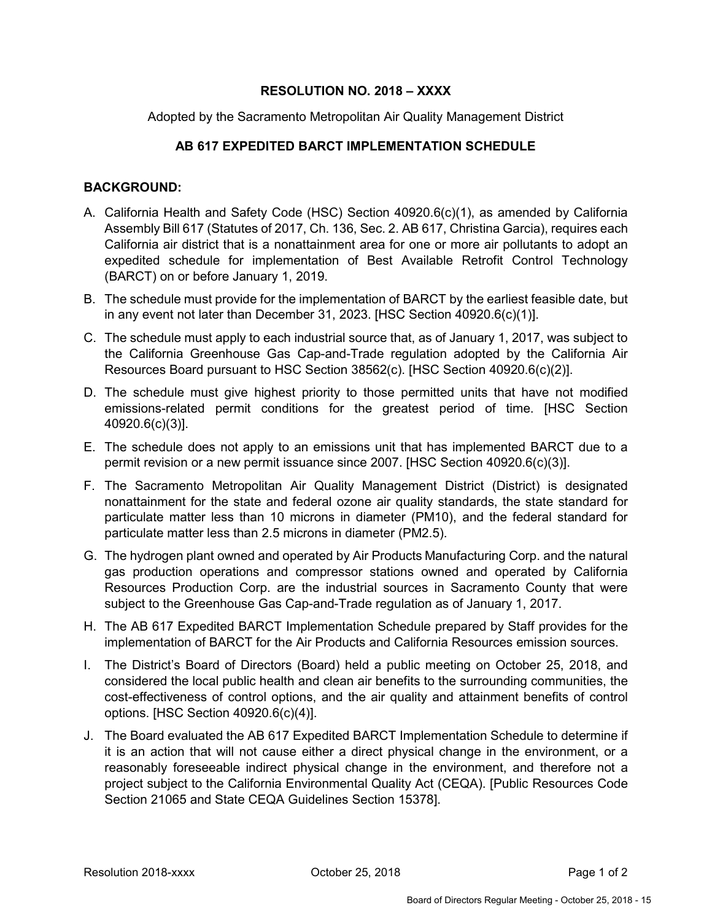# RESOLUTION NO. 2018 – XXXX

Adopted by the Sacramento Metropolitan Air Quality Management District

## AB 617 EXPEDITED BARCT IMPLEMENTATION SCHEDULE

### BACKGROUND:

A. California Health and Safety Code (HSC) Section 40920.6(c)(1), as amended by California Assembly Bill 617 (Statutes of 2017, Ch. 136, Sec. 2. AB 617, Christina Garcia), requires each California air district that is a nonattainment area for one or more air pollutants to adopt an expedited schedule for implementation of Best Available Retrofit Control Technology (BARCT) on or before January 1, 2019.

B. The schedule must provide for the implementation of BARCT by the earliest feasible date, but in any event not later than December 31, 2023. [HSC Section 40920.6(c)(1)].

C. The schedule must apply to each industrial source that, as of January 1, 2017, was subject to the California Greenhouse Gas Cap-and-Trade regulation adopted by the California Air Resources Board pursuant to HSC Section 38562(c). [HSC Section 40920.6(c)(2)].

D. The schedule must give highest priority to those permitted units that have not modified emissions-related permit conditions for the greatest period of time. [HSC Section 40920.6(c)(3)].

E. The schedule does not apply to an emissions unit that has implemented BARCT due to a permit revision or a new permit issuance since 2007. [HSC Section 40920.6(c)(3)].

F. The Sacramento Metropolitan Air Quality Management District (District) is designated nonattainment for the state and federal ozone air quality standards, the state standard for particulate matter less than 10 microns in diameter (PM10), and the federal standard for particulate matter less than 2.5 microns in diameter (PM2.5).

G. The hydrogen plant owned and operated by Air Products Manufacturing Corp. and the natural gas production operations and compressor stations owned and operated by California Resources Production Corp. are the industrial sources in Sacramento County that were subject to the Greenhouse Gas Cap-and-Trade regulation as of January 1, 2017.

H. The AB 617 Expedited BARCT Implementation Schedule prepared by Staff provides for the implementation of BARCT for the Air Products and California Resources emission sources.

I. The District's Board of Directors (Board) held a public meeting on October 25, 2018, and considered the local public health and clean air benefits to the surrounding communities, the cost-effectiveness of control options, and the air quality and attainment benefits of control options. [HSC Section 40920.6(c)(4)].

J. The Board evaluated the AB 617 Expedited BARCT Implementation Schedule to determine if it is an action that will not cause either a direct physical change in the environment, or a reasonably foreseeable indirect physical change in the environment, and therefore not a project subject to the California Environmental Quality Act (CEQA). [Public Resources Code Section 21065 and State CEQA Guidelines Section 15378].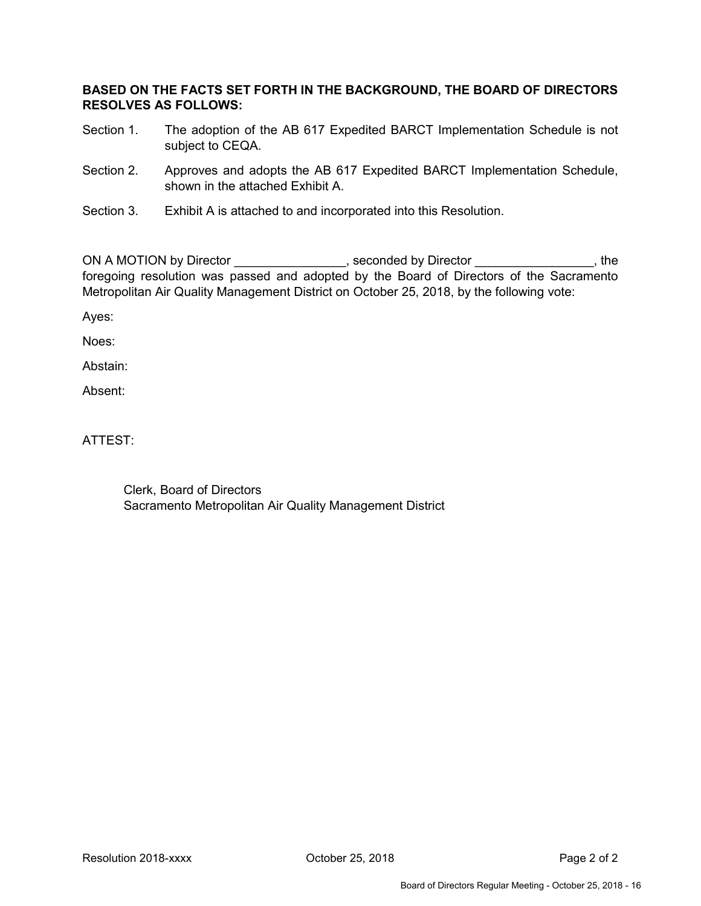**BASED ON THE FACTS SET FORTH IN THE BACKGROUND, THE BOARD OF DIRECTORS RESOLVES AS FOLLOWS:**

Section 1. The adoption of the AB 617 Expedited BARCT Implementation Schedule is not subject to CEQA.

Section 2. Approves and adopts the AB 617 Expedited BARCT Implementation Schedule, shown in the attached Exhibit A.

Section 3. Exhibit A is attached to and incorporated into this Resolution.

ON A MOTION by Director ________________, seconded by Director _________________, the foregoing resolution was passed and adopted by the Board of Directors of the Sacramento Metropolitan Air Quality Management District on October 25, 2018, by the following vote:

Ayes:

Noes:

Abstain:

Absent:

ATTEST:

Clerk, Board of Directors
Sacramento Metropolitan Air Quality Management District

Resolution 2018-xxxx October 25, 2018